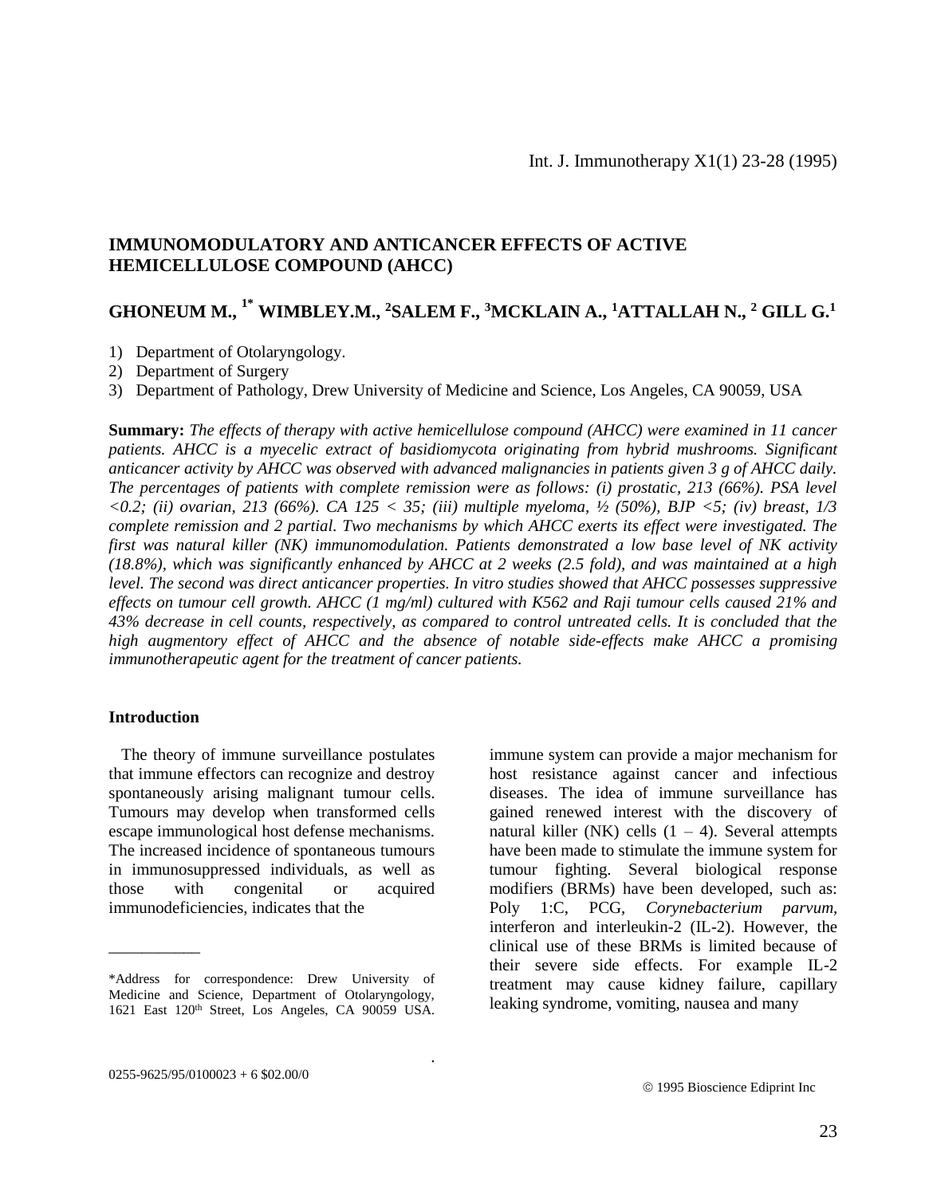# IMMUNOMODULATORY AND ANTICANCER EFFECTS OF ACTIVE HEMICELLULOSE COMPOUND (AHCC)

**GHONEUM M.,[1*] WIMBLEY.M.,[2]SALEM F.,[3]MCKLAIN A.,[1]ATTALLAH N.,[2] GILL G.[1]**

1) Department of Otolaryngology.
2) Department of Surgery
3) Department of Pathology, Drew University of Medicine and Science, Los Angeles, CA 90059, USA

**Summary:** *The effects of therapy with active hemicellulose compound (AHCC) were examined in 11 cancer patients. AHCC is a myecelic extract of basidiomycota originating from hybrid mushrooms. Significant anticancer activity by AHCC was observed with advanced malignancies in patients given 3 g of AHCC daily. The percentages of patients with complete remission were as follows: (i) prostatic, 213 (66%). PSA level <0.2; (ii) ovarian, 213 (66%). CA 125 < 35; (iii) multiple myeloma, ½ (50%), BJP <5; (iv) breast, 1/3 complete remission and 2 partial. Two mechanisms by which AHCC exerts its effect were investigated. The first was natural killer (NK) immunomodulation. Patients demonstrated a low base level of NK activity (18.8%), which was significantly enhanced by AHCC at 2 weeks (2.5 fold), and was maintained at a high level. The second was direct anticancer properties. In vitro studies showed that AHCC possesses suppressive effects on tumour cell growth. AHCC (1 mg/ml) cultured with K562 and Raji tumour cells caused 21% and 43% decrease in cell counts, respectively, as compared to control untreated cells. It is concluded that the high augmentory effect of AHCC and the absence of notable side-effects make AHCC a promising immunotherapeutic agent for the treatment of cancer patients.*

## Introduction

The theory of immune surveillance postulates that immune effectors can recognize and destroy spontaneously arising malignant tumour cells. Tumours may develop when transformed cells escape immunological host defense mechanisms. The increased incidence of spontaneous tumours in immunosuppressed individuals, as well as those with congenital or acquired immunodeficiencies, indicates that the immune system can provide a major mechanism for host resistance against cancer and infectious diseases. The idea of immune surveillance has gained renewed interest with the discovery of natural killer (NK) cells (1 – 4). Several attempts have been made to stimulate the immune system for tumour fighting. Several biological response modifiers (BRMs) have been developed, such as: Poly 1:C, PCG, *Corynebacterium parvum*, interferon and interleukin-2 (IL-2). However, the clinical use of these BRMs is limited because of their severe side effects. For example IL-2 treatment may cause kidney failure, capillary leaking syndrome, vomiting, nausea and many

*Address for correspondence: Drew University of Medicine and Science, Department of Otolaryngology, 1621 East 120th Street, Los Angeles, CA 90059 USA.

0255-9625/95/0100023 + 6 $02.00/0

© 1995 Bioscience Ediprint Inc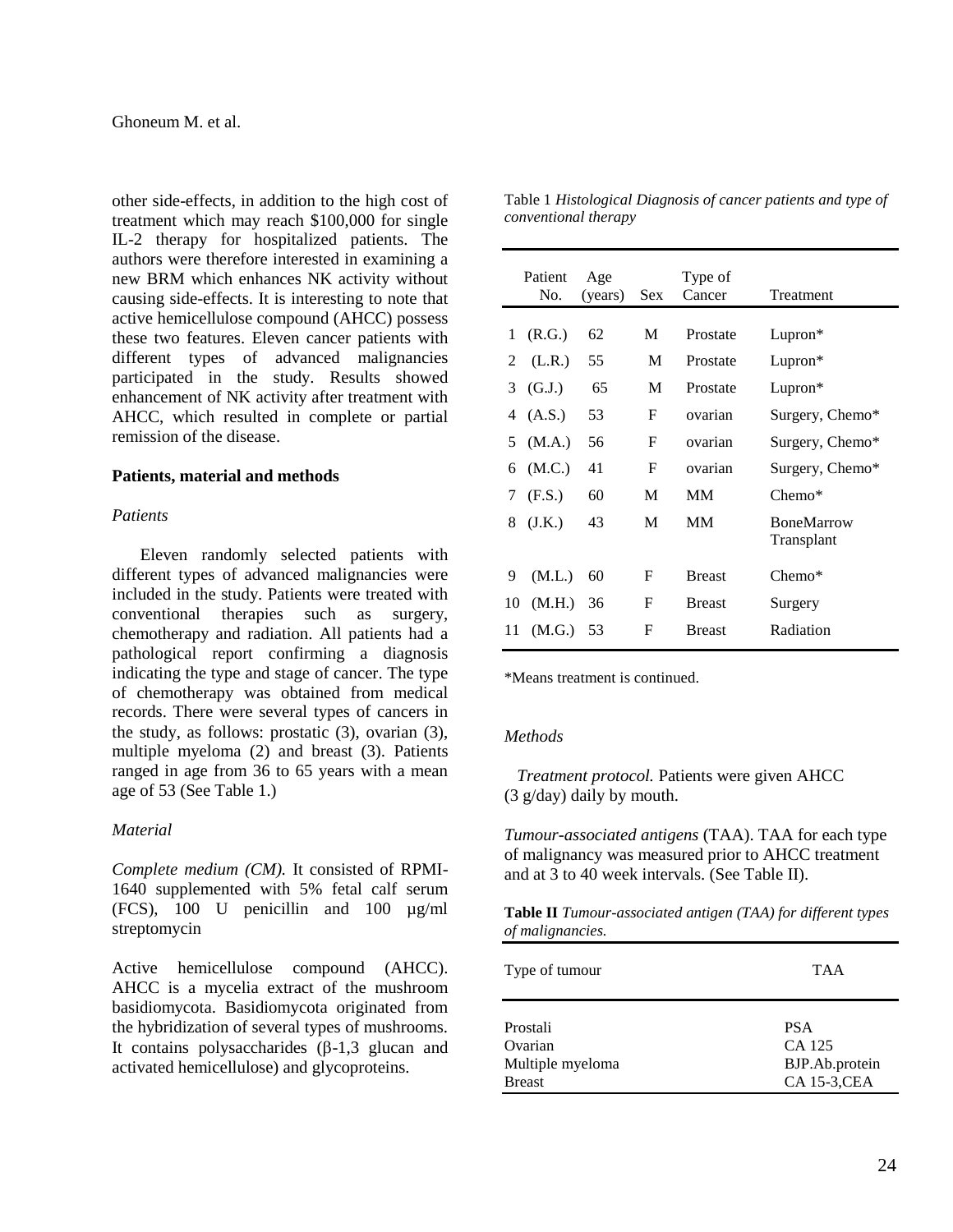other side-effects, in addition to the high cost of treatment which may reach $100,000 for single IL-2 therapy for hospitalized patients. The authors were therefore interested in examining a new BRM which enhances NK activity without causing side-effects. It is interesting to note that active hemicellulose compound (AHCC) possess these two features. Eleven cancer patients with different types of advanced malignancies participated in the study. Results showed enhancement of NK activity after treatment with AHCC, which resulted in complete or partial remission of the disease.

**Patients, material and methods**

*Patients*

Eleven randomly selected patients with different types of advanced malignancies were included in the study. Patients were treated with conventional therapies such as surgery, chemotherapy and radiation. All patients had a pathological report confirming a diagnosis indicating the type and stage of cancer. The type of chemotherapy was obtained from medical records. There were several types of cancers in the study, as follows: prostatic (3), ovarian (3), multiple myeloma (2) and breast (3). Patients ranged in age from 36 to 65 years with a mean age of 53 (See Table 1.)

*Material*

*Complete medium (CM).* It consisted of RPMI-1640 supplemented with 5% fetal calf serum (FCS), 100 U penicillin and 100 µg/ml streptomycin

Active hemicellulose compound (AHCC). AHCC is a mycelia extract of the mushroom basidiomycota. Basidiomycota originated from the hybridization of several types of mushrooms. It contains polysaccharides (β-1,3 glucan and activated hemicellulose) and glycoproteins.

Table 1 *Histological Diagnosis of cancer patients and type of conventional therapy*

| | Patient No. | Age (years) | Sex | Type of Cancer | Treatment |
|---|---|---|---|---|---|
| 1 | (R.G.) | 62 | M | Prostate | Lupron* |
| 2 | (L.R.) | 55 | M | Prostate | Lupron* |
| 3 | (G.J.) | 65 | M | Prostate | Lupron* |
| 4 | (A.S.) | 53 | F | ovarian | Surgery, Chemo* |
| 5 | (M.A.) | 56 | F | ovarian | Surgery, Chemo* |
| 6 | (M.C.) | 41 | F | ovarian | Surgery, Chemo* |
| 7 | (F.S.) | 60 | M | MM | Chemo* |
| 8 | (J.K.) | 43 | M | MM | BoneMarrow Transplant |
| 9 | (M.L.) | 60 | F | Breast | Chemo* |
| 10 | (M.H.) | 36 | F | Breast | Surgery |
| 11 | (M.G.) | 53 | F | Breast | Radiation |

*Means treatment is continued.

*Methods*

*Treatment protocol.* Patients were given AHCC (3 g/day) daily by mouth.

*Tumour-associated antigens* (TAA). TAA for each type of malignancy was measured prior to AHCC treatment and at 3 to 40 week intervals. (See Table II).

**Table II** *Tumour-associated antigen (TAA) for different types of malignancies.*

| Type of tumour | TAA |
|---|---|
| Prostali | PSA |
| Ovarian | CA 125 |
| Multiple myeloma | BJP.Ab.protein |
| Breast | CA 15-3,CEA |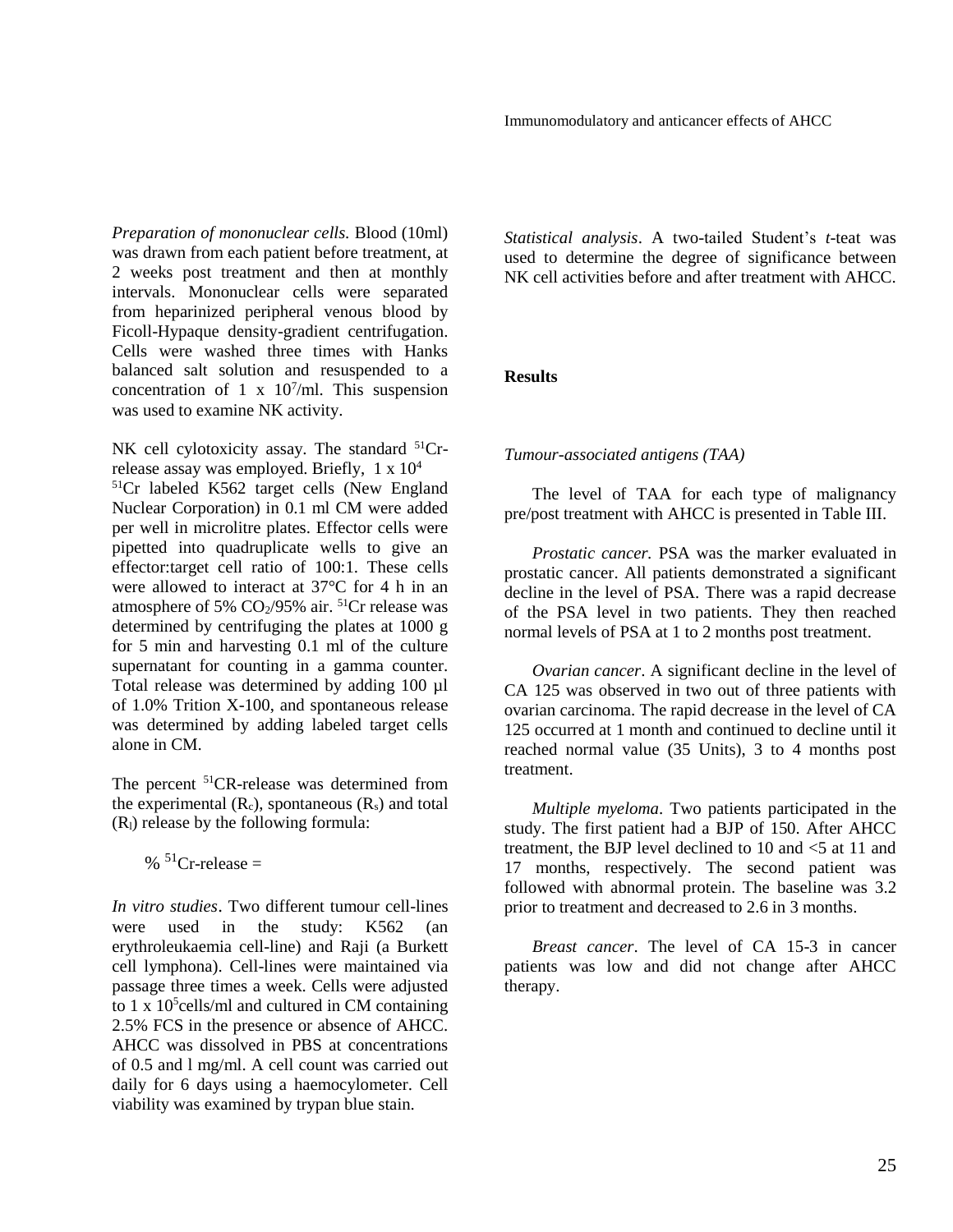*Preparation of mononuclear cells.* Blood (10ml) was drawn from each patient before treatment, at 2 weeks post treatment and then at monthly intervals. Mononuclear cells were separated from heparinized peripheral venous blood by Ficoll-Hypaque density-gradient centrifugation. Cells were washed three times with Hanks balanced salt solution and resuspended to a concentration of 1 x $10^7$/ml. This suspension was used to examine NK activity.

NK cell cylotoxicity assay. The standard $^{51}$Cr-release assay was employed. Briefly, 1 x $10^4$ $^{51}$Cr labeled K562 target cells (New England Nuclear Corporation) in 0.1 ml CM were added per well in microlitre plates. Effector cells were pipetted into quadruplicate wells to give an effector:target cell ratio of 100:1. These cells were allowed to interact at 37°C for 4 h in an atmosphere of 5% $CO_2$/95% air. $^{51}$Cr release was determined by centrifuging the plates at 1000 g for 5 min and harvesting 0.1 ml of the culture supernatant for counting in a gamma counter. Total release was determined by adding 100 µl of 1.0% Trition X-100, and spontaneous release was determined by adding labeled target cells alone in CM.

The percent $^{51}$CR-release was determined from the experimental ($R_c$), spontaneous ($R_s$) and total ($R_l$) release by the following formula:

% $^{51}$Cr-release =

*In vitro studies*. Two different tumour cell-lines were used in the study: K562 (an erythroleukaemia cell-line) and Raji (a Burkett cell lymphona). Cell-lines were maintained via passage three times a week. Cells were adjusted to 1 x $10^5$cells/ml and cultured in CM containing 2.5% FCS in the presence or absence of AHCC. AHCC was dissolved in PBS at concentrations of 0.5 and l mg/ml. A cell count was carried out daily for 6 days using a haemocylometer. Cell viability was examined by trypan blue stain.

*Statistical analysis*. A two-tailed Student's *t*-teat was used to determine the degree of significance between NK cell activities before and after treatment with AHCC.

**Results**

*Tumour-associated antigens (TAA)*

The level of TAA for each type of malignancy pre/post treatment with AHCC is presented in Table III.

*Prostatic cancer.* PSA was the marker evaluated in prostatic cancer. All patients demonstrated a significant decline in the level of PSA. There was a rapid decrease of the PSA level in two patients. They then reached normal levels of PSA at 1 to 2 months post treatment.

*Ovarian cancer*. A significant decline in the level of CA 125 was observed in two out of three patients with ovarian carcinoma. The rapid decrease in the level of CA 125 occurred at 1 month and continued to decline until it reached normal value (35 Units), 3 to 4 months post treatment.

*Multiple myeloma*. Two patients participated in the study. The first patient had a BJP of 150. After AHCC treatment, the BJP level declined to 10 and <5 at 11 and 17 months, respectively. The second patient was followed with abnormal protein. The baseline was 3.2 prior to treatment and decreased to 2.6 in 3 months.

*Breast cancer*. The level of CA 15-3 in cancer patients was low and did not change after AHCC therapy.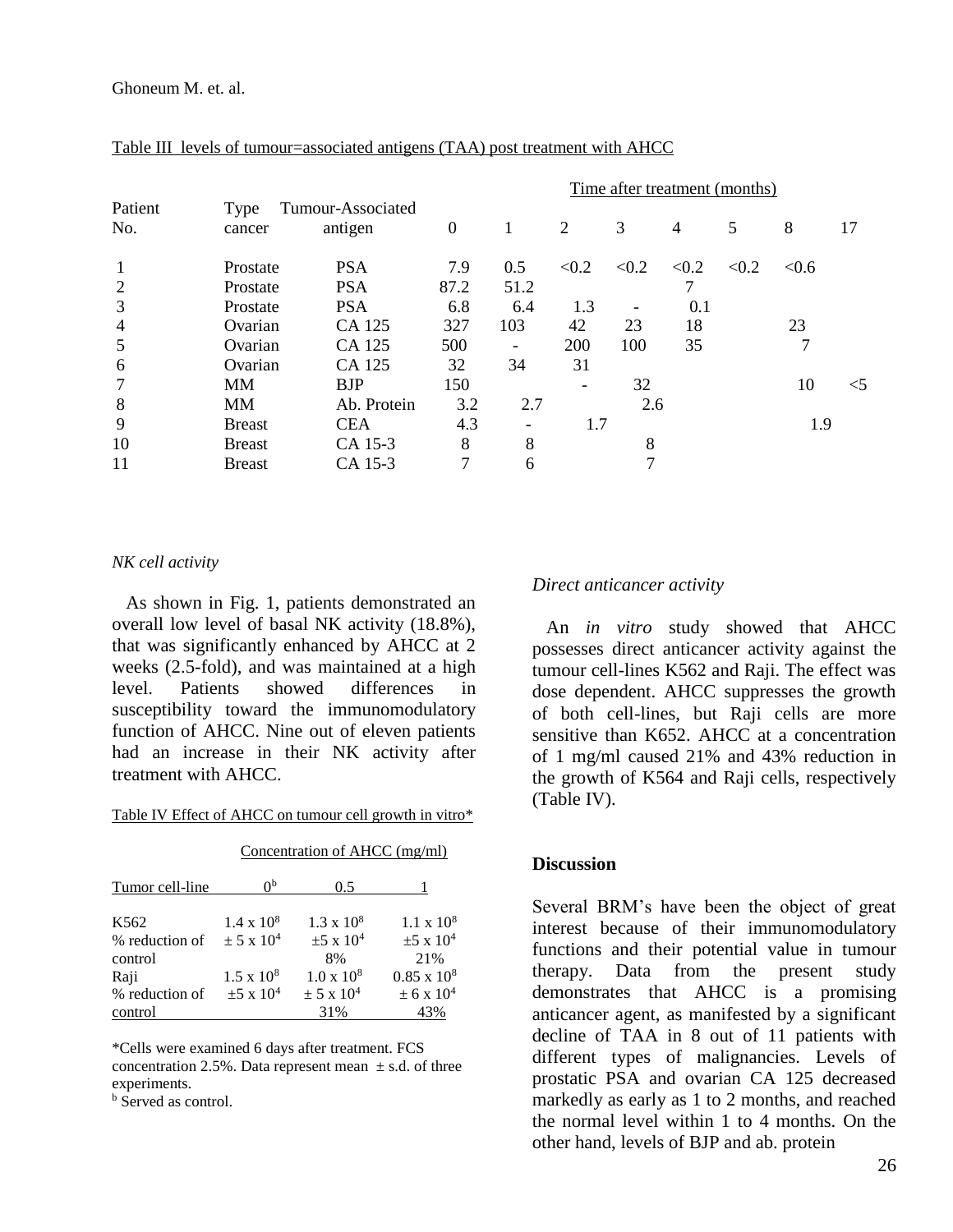Table III levels of tumour=associated antigens (TAA) post treatment with AHCC

| Patient No. | Type cancer | Tumour-Associated antigen | Time after treatment (months) | | | | | | | |
|---|---|---|---|---|---|---|---|---|---|---|
| | | | 0 | 1 | 2 | 3 | 4 | 5 | 8 | 17 |
| 1 | Prostate | PSA | 7.9 | 0.5 | <0.2 | <0.2 | <0.2 | <0.2 | <0.6 | |
| 2 | Prostate | PSA | 87.2 | 51.2 | | | 7 | | | |
| 3 | Prostate | PSA | 6.8 | 6.4 | 1.3 | - | 0.1 | | | |
| 4 | Ovarian | CA 125 | 327 | 103 | 42 | 23 | 18 | | 23 | |
| 5 | Ovarian | CA 125 | 500 | - | 200 | 100 | 35 | | 7 | |
| 6 | Ovarian | CA 125 | 32 | 34 | 31 | | | | | |
| 7 | MM | BJP | 150 | | - | 32 | | | 10 | <5 |
| 8 | MM | Ab. Protein | 3.2 | 2.7 | | 2.6 | | | | |
| 9 | Breast | CEA | 4.3 | - | 1.7 | | | | 1.9 | |
| 10 | Breast | CA 15-3 | 8 | 8 | | 8 | | | | |
| 11 | Breast | CA 15-3 | 7 | 6 | | 7 | | | | |

*NK cell activity*

As shown in Fig. 1, patients demonstrated an overall low level of basal NK activity (18.8%), that was significantly enhanced by AHCC at 2 weeks (2.5-fold), and was maintained at a high level. Patients showed differences in susceptibility toward the immunomodulatory function of AHCC. Nine out of eleven patients had an increase in their NK activity after treatment with AHCC.

Table IV Effect of AHCC on tumour cell growth in vitro*

| Tumor cell-line | Concentration of AHCC (mg/ml) | | |
|---|---|---|---|
| | 0[b] | 0.5 | 1 |
| K562 | $1.4 \times 10^8$ | $1.3 \times 10^8$ | $1.1 \times 10^8$ |
| % reduction of control | $\pm 5 \times 10^4$ | $\pm 5 \times 10^4$ 8% | $\pm 5 \times 10^4$ 21% |
| Raji | $1.5 \times 10^8$ | $1.0 \times 10^8$ | $0.85 \times 10^8$ |
| % reduction of control | $\pm 5 \times 10^4$ | $\pm 5 \times 10^4$ 31% | $\pm 6 \times 10^4$ 43% |

*Cells were examined 6 days after treatment. FCS concentration 2.5%. Data represent mean ± s.d. of three experiments.

[b] Served as control.

*Direct anticancer activity*

An *in vitro* study showed that AHCC possesses direct anticancer activity against the tumour cell-lines K562 and Raji. The effect was dose dependent. AHCC suppresses the growth of both cell-lines, but Raji cells are more sensitive than K652. AHCC at a concentration of 1 mg/ml caused 21% and 43% reduction in the growth of K564 and Raji cells, respectively (Table IV).

## Discussion

Several BRM's have been the object of great interest because of their immunomodulatory functions and their potential value in tumour therapy. Data from the present study demonstrates that AHCC is a promising anticancer agent, as manifested by a significant decline of TAA in 8 out of 11 patients with different types of malignancies. Levels of prostatic PSA and ovarian CA 125 decreased markedly as early as 1 to 2 months, and reached the normal level within 1 to 4 months. On the other hand, levels of BJP and ab. protein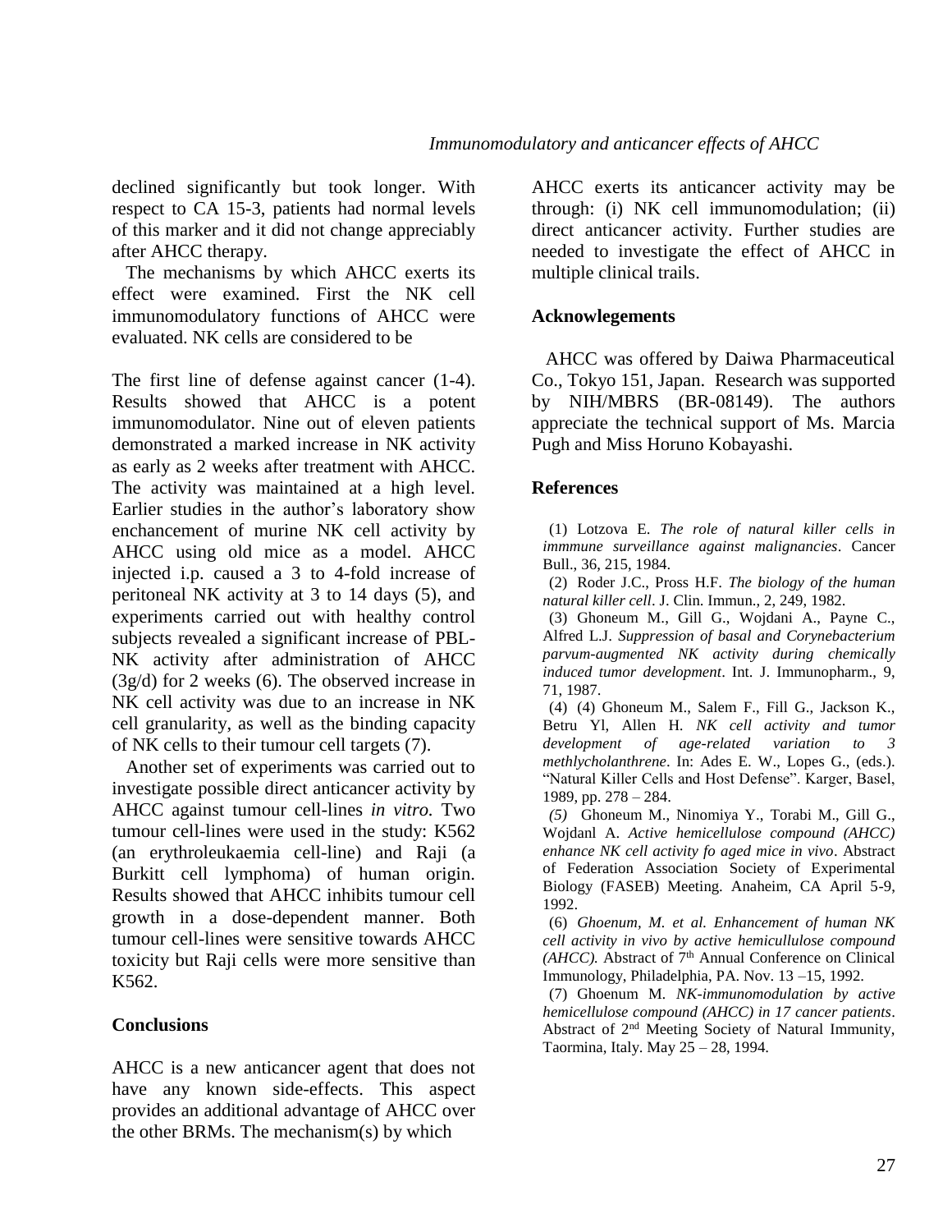declined significantly but took longer. With respect to CA 15-3, patients had normal levels of this marker and it did not change appreciably after AHCC therapy.

The mechanisms by which AHCC exerts its effect were examined. First the NK cell immunomodulatory functions of AHCC were evaluated. NK cells are considered to be

The first line of defense against cancer (1-4). Results showed that AHCC is a potent immunomodulator. Nine out of eleven patients demonstrated a marked increase in NK activity as early as 2 weeks after treatment with AHCC. The activity was maintained at a high level. Earlier studies in the author's laboratory show enchancement of murine NK cell activity by AHCC using old mice as a model. AHCC injected i.p. caused a 3 to 4-fold increase of peritoneal NK activity at 3 to 14 days (5), and experiments carried out with healthy control subjects revealed a significant increase of PBL-NK activity after administration of AHCC (3g/d) for 2 weeks (6). The observed increase in NK cell activity was due to an increase in NK cell granularity, as well as the binding capacity of NK cells to their tumour cell targets (7).

Another set of experiments was carried out to investigate possible direct anticancer activity by AHCC against tumour cell-lines *in vitro.* Two tumour cell-lines were used in the study: K562 (an erythroleukaemia cell-line) and Raji (a Burkitt cell lymphoma) of human origin. Results showed that AHCC inhibits tumour cell growth in a dose-dependent manner. Both tumour cell-lines were sensitive towards AHCC toxicity but Raji cells were more sensitive than K562.

## Conclusions

AHCC is a new anticancer agent that does not have any known side-effects. This aspect provides an additional advantage of AHCC over the other BRMs. The mechanism(s) by which AHCC exerts its anticancer activity may be through: (i) NK cell immunomodulation; (ii) direct anticancer activity. Further studies are needed to investigate the effect of AHCC in multiple clinical trails.

## Acknowlegements

AHCC was offered by Daiwa Pharmaceutical Co., Tokyo 151, Japan. Research was supported by NIH/MBRS (BR-08149). The authors appreciate the technical support of Ms. Marcia Pugh and Miss Horuno Kobayashi.

## References

(1) Lotzova E. *The role of natural killer cells in immmune surveillance against malignancies*. Cancer Bull., 36, 215, 1984.

(2) Roder J.C., Pross H.F. *The biology of the human natural killer cell*. J. Clin. Immun., 2, 249, 1982.

(3) Ghoneum M., Gill G., Wojdani A., Payne C., Alfred L.J. *Suppression of basal and Corynebacterium parvum-augmented NK activity during chemically induced tumor development*. Int. J. Immunopharm., 9, 71, 1987.

(4) (4) Ghoneum M., Salem F., Fill G., Jackson K., Betru Yl, Allen H. *NK cell activity and tumor development of age-related variation to 3 methlycholanthrene*. In: Ades E. W., Lopes G., (eds.). "Natural Killer Cells and Host Defense". Karger, Basel, 1989, pp. 278 – 284.

*(5)* Ghoneum M., Ninomiya Y., Torabi M., Gill G., Wojdanl A. *Active hemicellulose compound (AHCC) enhance NK cell activity fo aged mice in vivo*. Abstract of Federation Association Society of Experimental Biology (FASEB) Meeting. Anaheim, CA April 5-9, 1992.

(6) *Ghoenum, M. et al. Enhancement of human NK cell activity in vivo by active hemicullulose compound (AHCC).* Abstract of 7th Annual Conference on Clinical Immunology, Philadelphia, PA. Nov. 13 –15, 1992.

(7) Ghoenum M. *NK-immunomodulation by active hemicellulose compound (AHCC) in 17 cancer patients*. Abstract of 2nd Meeting Society of Natural Immunity, Taormina, Italy. May 25 – 28, 1994.